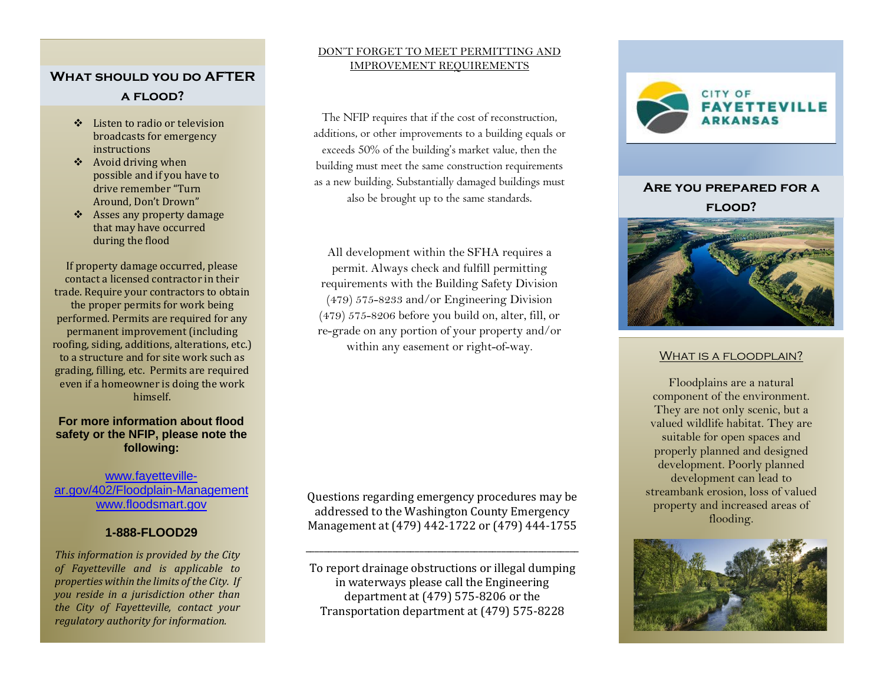## What should you do AFTER a flood?

- Listen to radio or television broadcasts for emergency instructions
- Avoid driving when possible and if you have to drive remember "Turn Around, Don't Drown"
- Asses any property damage that may have occurred during the flood

If property damage occurred, please contact a licensed contractor in their trade. Require your contractors to obtain the proper permits for work being performed. Permits are required for any permanent improvement (including roofing, siding, additions, alterations, etc.) to a structure and for site work such as grading, filling, etc. Permits are required even if a homeowner is doing the work himself.

**For more information about flood safety or the NFIP, please note the following:**

www.fayetteville-ar.gov/402/Floodplain-Management
www.floodsmart.gov

**1-888-FLOOD29**

*This information is provided by the City of Fayetteville and is applicable to properties within the limits of the City. If you reside in a jurisdiction other than the City of Fayetteville, contact your regulatory authority for information.*

## DON'T FORGET TO MEET PERMITTING AND IMPROVEMENT REQUIREMENTS

The NFIP requires that if the cost of reconstruction, additions, or other improvements to a building equals or exceeds 50% of the building's market value, then the building must meet the same construction requirements as a new building. Substantially damaged buildings must also be brought up to the same standards.

All development within the SFHA requires a permit. Always check and fulfill permitting requirements with the Building Safety Division (479) 575-8233 and/or Engineering Division (479) 575-8206 before you build on, alter, fill, or re-grade on any portion of your property and/or within any easement or right-of-way.

Questions regarding emergency procedures may be addressed to the Washington County Emergency Management at (479) 442-1722 or (479) 444-1755

---

To report drainage obstructions or illegal dumping in waterways please call the Engineering department at (479) 575-8206 or the Transportation department at (479) 575-8228

CITY OF FAYETTEVILLE ARKANSAS

## Are you prepared for a flood?

### What is a floodplain?

Floodplains are a natural component of the environment. They are not only scenic, but a valued wildlife habitat. They are suitable for open spaces and properly planned and designed development. Poorly planned development can lead to streambank erosion, loss of valued property and increased areas of flooding.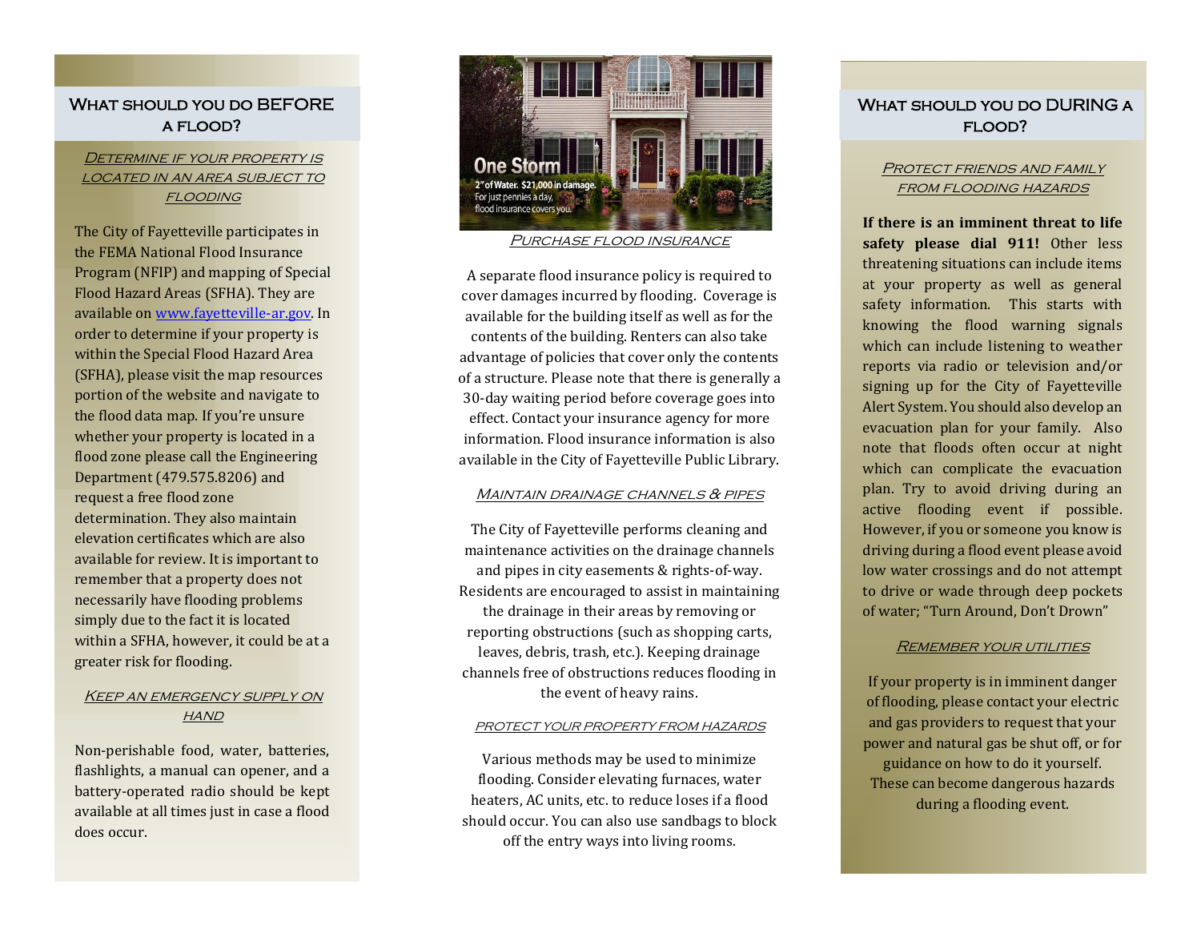## What should you do BEFORE a flood?

### Determine if your property is located in an area subject to flooding

The City of Fayetteville participates in the FEMA National Flood Insurance Program (NFIP) and mapping of Special Flood Hazard Areas (SFHA). They are available on www.fayetteville-ar.gov. In order to determine if your property is within the Special Flood Hazard Area (SFHA), please visit the map resources portion of the website and navigate to the flood data map. If you're unsure whether your property is located in a flood zone please call the Engineering Department (479.575.8206) and request a free flood zone determination. They also maintain elevation certificates which are also available for review. It is important to remember that a property does not necessarily have flooding problems simply due to the fact it is located within a SFHA, however, it could be at a greater risk for flooding.

### Keep an emergency supply on hand

Non-perishable food, water, batteries, flashlights, a manual can opener, and a battery-operated radio should be kept available at all times just in case a flood does occur.

One Storm
2" of Water. $21,000 in damage.
For just pennies a day, flood insurance covers you.

### Purchase flood insurance

A separate flood insurance policy is required to cover damages incurred by flooding. Coverage is available for the building itself as well as for the contents of the building. Renters can also take advantage of policies that cover only the contents of a structure. Please note that there is generally a 30-day waiting period before coverage goes into effect. Contact your insurance agency for more information. Flood insurance information is also available in the City of Fayetteville Public Library.

### Maintain drainage channels & pipes

The City of Fayetteville performs cleaning and maintenance activities on the drainage channels and pipes in city easements & rights-of-way. Residents are encouraged to assist in maintaining the drainage in their areas by removing or reporting obstructions (such as shopping carts, leaves, debris, trash, etc.). Keeping drainage channels free of obstructions reduces flooding in the event of heavy rains.

### Protect your property from hazards

Various methods may be used to minimize flooding. Consider elevating furnaces, water heaters, AC units, etc. to reduce loses if a flood should occur. You can also use sandbags to block off the entry ways into living rooms.

## What should you do DURING a flood?

### Protect friends and family from flooding hazards

**If there is an imminent threat to life safety please dial 911!** Other less threatening situations can include items at your property as well as general safety information. This starts with knowing the flood warning signals which can include listening to weather reports via radio or television and/or signing up for the City of Fayetteville Alert System. You should also develop an evacuation plan for your family. Also note that floods often occur at night which can complicate the evacuation plan. Try to avoid driving during an active flooding event if possible. However, if you or someone you know is driving during a flood event please avoid low water crossings and do not attempt to drive or wade through deep pockets of water; "Turn Around, Don't Drown"

### Remember your utilities

If your property is in imminent danger of flooding, please contact your electric and gas providers to request that your power and natural gas be shut off, or for guidance on how to do it yourself. These can become dangerous hazards during a flooding event.